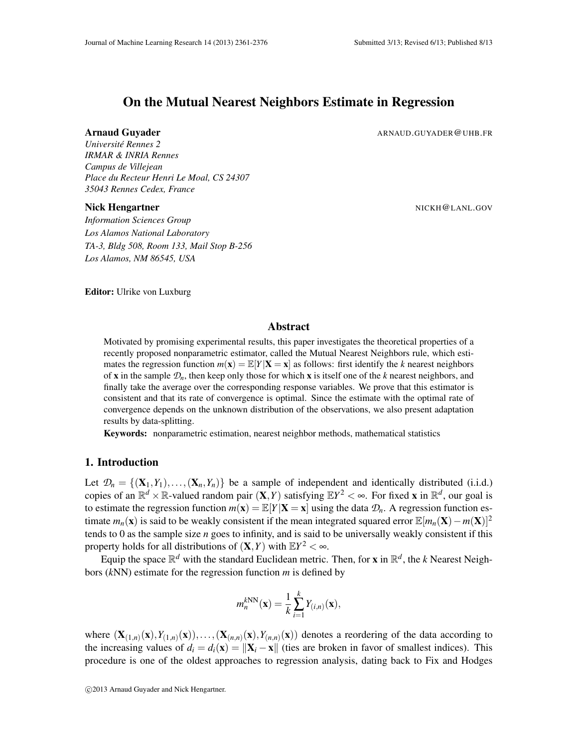# On the Mutual Nearest Neighbors Estimate in Regression

**Arnaud Guyader** ARNAUD.GUYADER@UHB.FR
*Université Rennes 2*
*IRMAR & INRIA Rennes*
*Campus de Villejean*
*Place du Recteur Henri Le Moal, CS 24307*
*35043 Rennes Cedex, France*

**Nick Hengartner** NICKH@LANL.GOV
*Information Sciences Group*
*Los Alamos National Laboratory*
*TA-3, Bldg 508, Room 133, Mail Stop B-256*
*Los Alamos, NM 86545, USA*

**Editor:** Ulrike von Luxburg

## Abstract

Motivated by promising experimental results, this paper investigates the theoretical properties of a recently proposed nonparametric estimator, called the Mutual Nearest Neighbors rule, which estimates the regression function $m(\mathbf{x}) = \mathbb{E}[Y|\mathbf{X} = \mathbf{x}]$ as follows: first identify the $k$ nearest neighbors of $\mathbf{x}$ in the sample $\mathcal{D}_n$, then keep only those for which $\mathbf{x}$ is itself one of the $k$ nearest neighbors, and finally take the average over the corresponding response variables. We prove that this estimator is consistent and that its rate of convergence is optimal. Since the estimate with the optimal rate of convergence depends on the unknown distribution of the observations, we also present adaptation results by data-splitting.

**Keywords:** nonparametric estimation, nearest neighbor methods, mathematical statistics

## 1. Introduction

Let $\mathcal{D}_n = \{(\mathbf{X}_1, Y_1), \ldots, (\mathbf{X}_n, Y_n)\}$ be a sample of independent and identically distributed (i.i.d.) copies of an $\mathbb{R}^d \times \mathbb{R}$-valued random pair $(\mathbf{X}, Y)$ satisfying $\mathbb{E}Y^2 < \infty$. For fixed $\mathbf{x}$ in $\mathbb{R}^d$, our goal is to estimate the regression function $m(\mathbf{x}) = \mathbb{E}[Y|\mathbf{X} = \mathbf{x}]$ using the data $\mathcal{D}_n$. A regression function estimate $m_n(\mathbf{x})$ is said to be weakly consistent if the mean integrated squared error $\mathbb{E}[m_n(\mathbf{X}) - m(\mathbf{X})]^2$ tends to 0 as the sample size $n$ goes to infinity, and is said to be universally weakly consistent if this property holds for all distributions of $(\mathbf{X}, Y)$ with $\mathbb{E}Y^2 < \infty$.

Equip the space $\mathbb{R}^d$ with the standard Euclidean metric. Then, for $\mathbf{x}$ in $\mathbb{R}^d$, the $k$ Nearest Neighbors ($k$NN) estimate for the regression function $m$ is defined by

$$m_n^{k\text{NN}}(\mathbf{x}) = \frac{1}{k} \sum_{i=1}^{k} Y_{(i,n)}(\mathbf{x}),$$

where $(\mathbf{X}_{(1,n)}(\mathbf{x}), Y_{(1,n)}(\mathbf{x})), \ldots, (\mathbf{X}_{(n,n)}(\mathbf{x}), Y_{(n,n)}(\mathbf{x}))$ denotes a reordering of the data according to the increasing values of $d_i = d_i(\mathbf{x}) = \|\mathbf{X}_i - \mathbf{x}\|$ (ties are broken in favor of smallest indices). This procedure is one of the oldest approaches to regression analysis, dating back to Fix and Hodges

©2013 Arnaud Guyader and Nick Hengartner.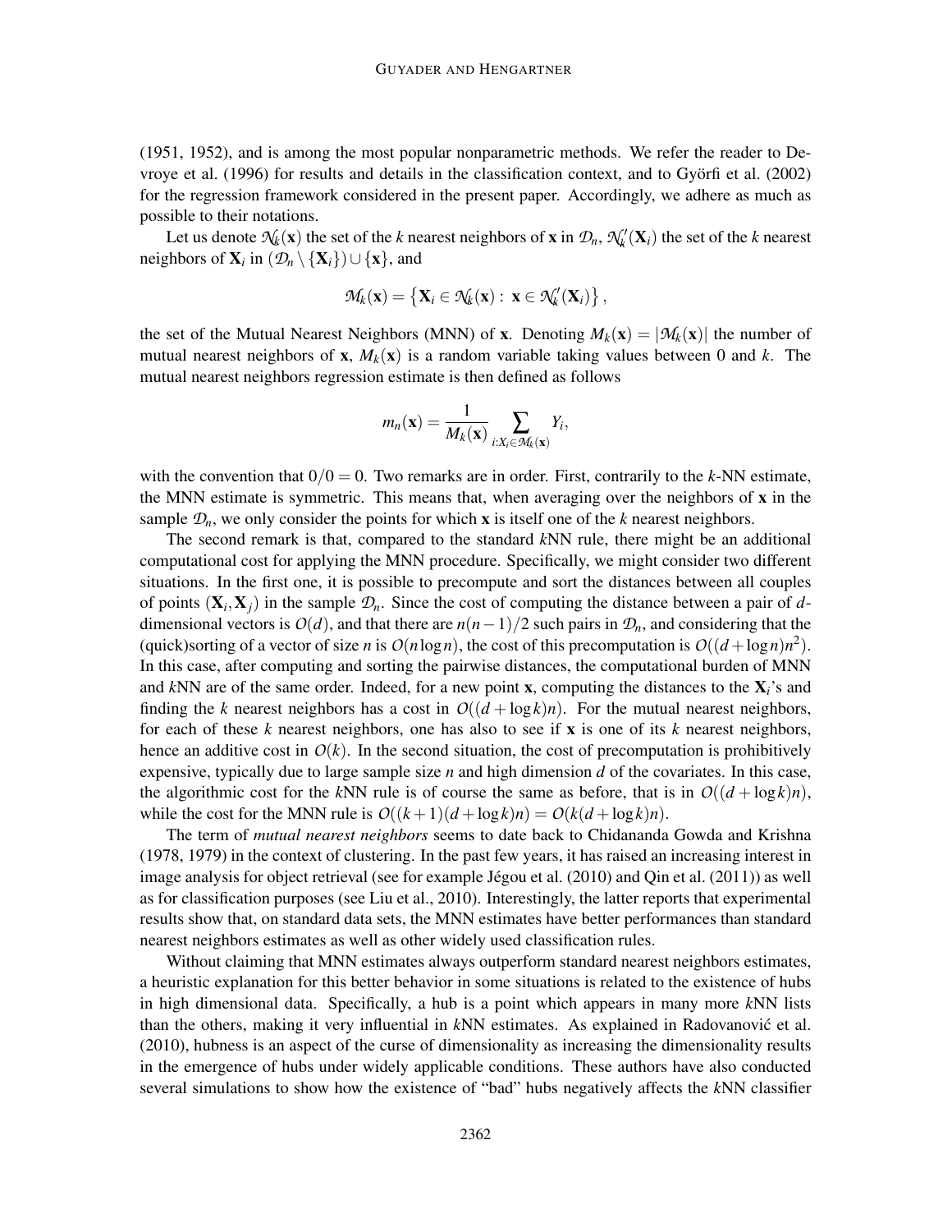(1951, 1952), and is among the most popular nonparametric methods. We refer the reader to Devroye et al. (1996) for results and details in the classification context, and to Györfi et al. (2002) for the regression framework considered in the present paper. Accordingly, we adhere as much as possible to their notations.

Let us denote $\mathcal{N}_k(\mathbf{x})$ the set of the $k$ nearest neighbors of $\mathbf{x}$ in $\mathcal{D}_n$, $\mathcal{N}'_k(\mathbf{X}_i)$ the set of the $k$ nearest neighbors of $\mathbf{X}_i$ in $(\mathcal{D}_n \setminus \{\mathbf{X}_i\}) \cup \{\mathbf{x}\}$, and

$$\mathcal{M}_k(\mathbf{x}) = \left\{\mathbf{X}_i \in \mathcal{N}_k(\mathbf{x}) : \ \mathbf{x} \in \mathcal{N}'_k(\mathbf{X}_i)\right\},$$

the set of the Mutual Nearest Neighbors (MNN) of $\mathbf{x}$. Denoting $M_k(\mathbf{x}) = |\mathcal{M}_k(\mathbf{x})|$ the number of mutual nearest neighbors of $\mathbf{x}$, $M_k(\mathbf{x})$ is a random variable taking values between 0 and $k$. The mutual nearest neighbors regression estimate is then defined as follows

$$m_n(\mathbf{x}) = \frac{1}{M_k(\mathbf{x})} \sum_{i: X_i \in \mathcal{M}_k(\mathbf{x})} Y_i,$$

with the convention that $0/0 = 0$. Two remarks are in order. First, contrarily to the $k$-NN estimate, the MNN estimate is symmetric. This means that, when averaging over the neighbors of $\mathbf{x}$ in the sample $\mathcal{D}_n$, we only consider the points for which $\mathbf{x}$ is itself one of the $k$ nearest neighbors.

The second remark is that, compared to the standard $k$NN rule, there might be an additional computational cost for applying the MNN procedure. Specifically, we might consider two different situations. In the first one, it is possible to precompute and sort the distances between all couples of points $(\mathbf{X}_i, \mathbf{X}_j)$ in the sample $\mathcal{D}_n$. Since the cost of computing the distance between a pair of $d$-dimensional vectors is $O(d)$, and that there are $n(n-1)/2$ such pairs in $\mathcal{D}_n$, and considering that the (quick)sorting of a vector of size $n$ is $O(n \log n)$, the cost of this precomputation is $O((d + \log n)n^2)$. In this case, after computing and sorting the pairwise distances, the computational burden of MNN and $k$NN are of the same order. Indeed, for a new point $\mathbf{x}$, computing the distances to the $\mathbf{X}_i$'s and finding the $k$ nearest neighbors has a cost in $O((d + \log k)n)$. For the mutual nearest neighbors, for each of these $k$ nearest neighbors, one has also to see if $\mathbf{x}$ is one of its $k$ nearest neighbors, hence an additive cost in $O(k)$. In the second situation, the cost of precomputation is prohibitively expensive, typically due to large sample size $n$ and high dimension $d$ of the covariates. In this case, the algorithmic cost for the $k$NN rule is of course the same as before, that is in $O((d + \log k)n)$, while the cost for the MNN rule is $O((k+1)(d + \log k)n) = O(k(d + \log k)n)$.

The term of *mutual nearest neighbors* seems to date back to Chidananda Gowda and Krishna (1978, 1979) in the context of clustering. In the past few years, it has raised an increasing interest in image analysis for object retrieval (see for example Jégou et al. (2010) and Qin et al. (2011)) as well as for classification purposes (see Liu et al., 2010). Interestingly, the latter reports that experimental results show that, on standard data sets, the MNN estimates have better performances than standard nearest neighbors estimates as well as other widely used classification rules.

Without claiming that MNN estimates always outperform standard nearest neighbors estimates, a heuristic explanation for this better behavior in some situations is related to the existence of hubs in high dimensional data. Specifically, a hub is a point which appears in many more $k$NN lists than the others, making it very influential in $k$NN estimates. As explained in Radovanović et al. (2010), hubness is an aspect of the curse of dimensionality as increasing the dimensionality results in the emergence of hubs under widely applicable conditions. These authors have also conducted several simulations to show how the existence of "bad" hubs negatively affects the $k$NN classifier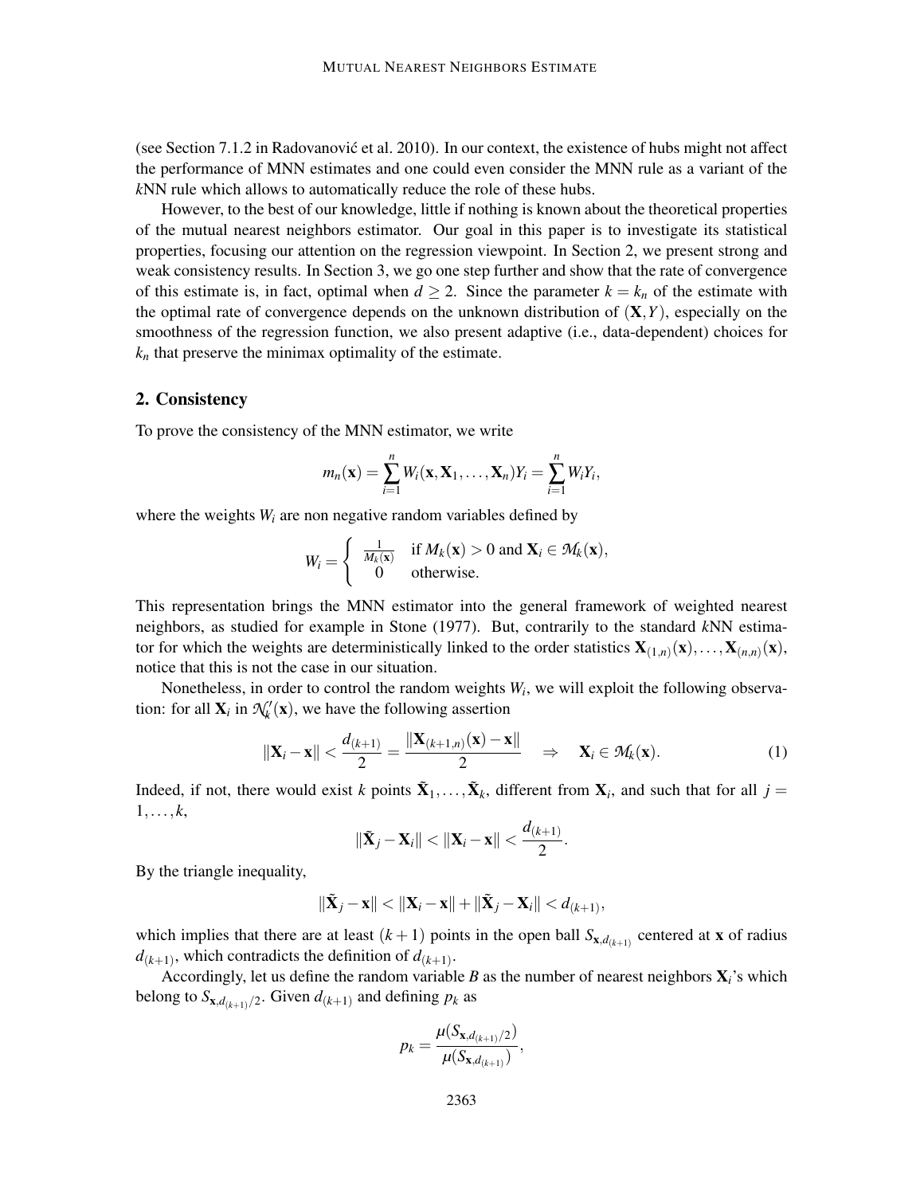(see Section 7.1.2 in Radovanović et al. 2010). In our context, the existence of hubs might not affect the performance of MNN estimates and one could even consider the MNN rule as a variant of the *k*NN rule which allows to automatically reduce the role of these hubs.

However, to the best of our knowledge, little if nothing is known about the theoretical properties of the mutual nearest neighbors estimator. Our goal in this paper is to investigate its statistical properties, focusing our attention on the regression viewpoint. In Section 2, we present strong and weak consistency results. In Section 3, we go one step further and show that the rate of convergence of this estimate is, in fact, optimal when $d \geq 2$. Since the parameter $k = k_n$ of the estimate with the optimal rate of convergence depends on the unknown distribution of $(\mathbf{X}, Y)$, especially on the smoothness of the regression function, we also present adaptive (i.e., data-dependent) choices for $k_n$ that preserve the minimax optimality of the estimate.

## 2. Consistency

To prove the consistency of the MNN estimator, we write

$$m_n(\mathbf{x}) = \sum_{i=1}^{n} W_i(\mathbf{x}, \mathbf{X}_1, \ldots, \mathbf{X}_n) Y_i = \sum_{i=1}^{n} W_i Y_i,$$

where the weights $W_i$ are non negative random variables defined by

$$W_i = \begin{cases} \frac{1}{M_k(\mathbf{x})} & \text{if } M_k(\mathbf{x}) > 0 \text{ and } \mathbf{X}_i \in \mathcal{M}_k(\mathbf{x}), \\ 0 & \text{otherwise.} \end{cases}$$

This representation brings the MNN estimator into the general framework of weighted nearest neighbors, as studied for example in Stone (1977). But, contrarily to the standard *k*NN estimator for which the weights are deterministically linked to the order statistics $\mathbf{X}_{(1,n)}(\mathbf{x}), \ldots, \mathbf{X}_{(n,n)}(\mathbf{x})$, notice that this is not the case in our situation.

Nonetheless, in order to control the random weights $W_i$, we will exploit the following observation: for all $\mathbf{X}_i$ in $\mathcal{N}'_k(\mathbf{x})$, we have the following assertion

$$\|\mathbf{X}_i - \mathbf{x}\| < \frac{d_{(k+1)}}{2} = \frac{\|\mathbf{X}_{(k+1,n)}(\mathbf{x}) - \mathbf{x}\|}{2} \quad \Rightarrow \quad \mathbf{X}_i \in \mathcal{M}_k(\mathbf{x}). \tag{1}$$

Indeed, if not, there would exist $k$ points $\tilde{\mathbf{X}}_1, \ldots, \tilde{\mathbf{X}}_k$, different from $\mathbf{X}_i$, and such that for all $j = 1, \ldots, k$,

$$\|\tilde{\mathbf{X}}_j - \mathbf{X}_i\| < \|\mathbf{X}_i - \mathbf{x}\| < \frac{d_{(k+1)}}{2}.$$

By the triangle inequality,

$$\|\tilde{\mathbf{X}}_j - \mathbf{x}\| < \|\mathbf{X}_i - \mathbf{x}\| + \|\tilde{\mathbf{X}}_j - \mathbf{X}_i\| < d_{(k+1)},$$

which implies that there are at least $(k+1)$ points in the open ball $S_{\mathbf{x}, d_{(k+1)}}$ centered at $\mathbf{x}$ of radius $d_{(k+1)}$, which contradicts the definition of $d_{(k+1)}$.

Accordingly, let us define the random variable $B$ as the number of nearest neighbors $\mathbf{X}_i$'s which belong to $S_{\mathbf{x}, d_{(k+1)}/2}$. Given $d_{(k+1)}$ and defining $p_k$ as

$$p_k = \frac{\mu(S_{\mathbf{x}, d_{(k+1)}/2})}{\mu(S_{\mathbf{x}, d_{(k+1)}})},$$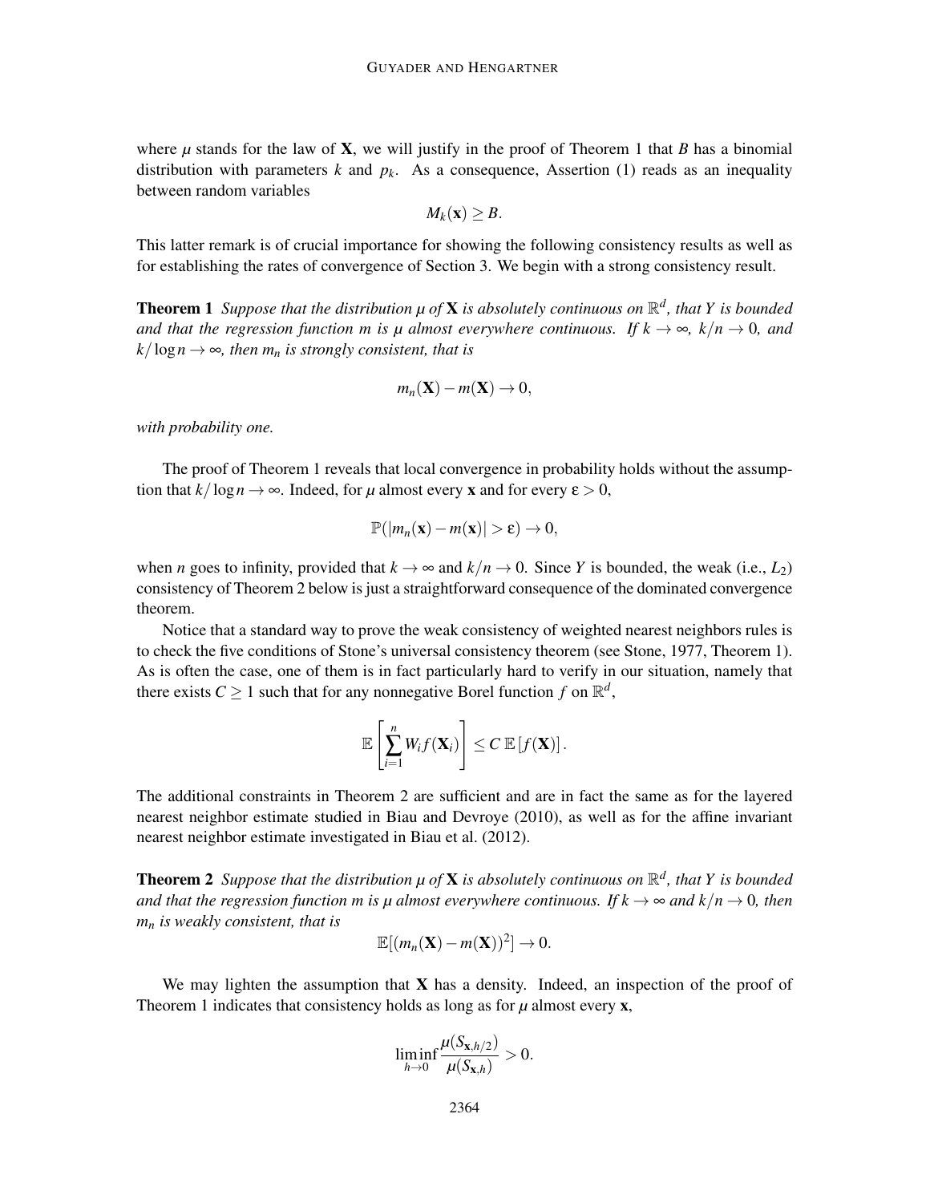where $\mu$ stands for the law of $\mathbf{X}$, we will justify in the proof of Theorem 1 that $B$ has a binomial distribution with parameters $k$ and $p_k$. As a consequence, Assertion (1) reads as an inequality between random variables

$$M_k(\mathbf{x}) \geq B.$$

This latter remark is of crucial importance for showing the following consistency results as well as for establishing the rates of convergence of Section 3. We begin with a strong consistency result.

**Theorem 1** *Suppose that the distribution $\mu$ of $\mathbf{X}$ is absolutely continuous on $\mathbb{R}^d$, that $Y$ is bounded and that the regression function $m$ is $\mu$ almost everywhere continuous. If $k \to \infty$, $k/n \to 0$, and $k/\log n \to \infty$, then $m_n$ is strongly consistent, that is*

$$m_n(\mathbf{X}) - m(\mathbf{X}) \to 0,$$

*with probability one.*

The proof of Theorem 1 reveals that local convergence in probability holds without the assumption that $k/\log n \to \infty$. Indeed, for $\mu$ almost every $\mathbf{x}$ and for every $\varepsilon > 0$,

$$\mathbb{P}(|m_n(\mathbf{x}) - m(\mathbf{x})| > \varepsilon) \to 0,$$

when $n$ goes to infinity, provided that $k \to \infty$ and $k/n \to 0$. Since $Y$ is bounded, the weak (i.e., $L_2$) consistency of Theorem 2 below is just a straightforward consequence of the dominated convergence theorem.

Notice that a standard way to prove the weak consistency of weighted nearest neighbors rules is to check the five conditions of Stone's universal consistency theorem (see Stone, 1977, Theorem 1). As is often the case, one of them is in fact particularly hard to verify in our situation, namely that there exists $C \geq 1$ such that for any nonnegative Borel function $f$ on $\mathbb{R}^d$,

$$\mathbb{E}\left[\sum_{i=1}^{n} W_i f(\mathbf{X}_i)\right] \leq C\,\mathbb{E}\left[f(\mathbf{X})\right].$$

The additional constraints in Theorem 2 are sufficient and are in fact the same as for the layered nearest neighbor estimate studied in Biau and Devroye (2010), as well as for the affine invariant nearest neighbor estimate investigated in Biau et al. (2012).

**Theorem 2** *Suppose that the distribution $\mu$ of $\mathbf{X}$ is absolutely continuous on $\mathbb{R}^d$, that $Y$ is bounded and that the regression function $m$ is $\mu$ almost everywhere continuous. If $k \to \infty$ and $k/n \to 0$, then $m_n$ is weakly consistent, that is*

$$\mathbb{E}[(m_n(\mathbf{X}) - m(\mathbf{X}))^2] \to 0.$$

We may lighten the assumption that $\mathbf{X}$ has a density. Indeed, an inspection of the proof of Theorem 1 indicates that consistency holds as long as for $\mu$ almost every $\mathbf{x}$,

$$\liminf_{h \to 0} \frac{\mu(S_{\mathbf{x},h/2})}{\mu(S_{\mathbf{x},h})} > 0.$$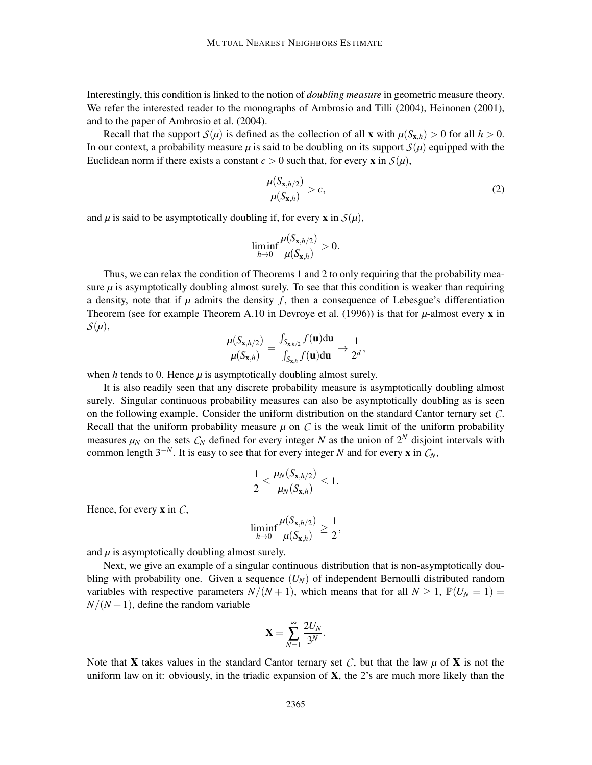Interestingly, this condition is linked to the notion of *doubling measure* in geometric measure theory. We refer the interested reader to the monographs of Ambrosio and Tilli (2004), Heinonen (2001), and to the paper of Ambrosio et al. (2004).

Recall that the support $\mathcal{S}(\mu)$ is defined as the collection of all $\mathbf{x}$ with $\mu(S_{\mathbf{x},h}) > 0$ for all $h > 0$. In our context, a probability measure $\mu$ is said to be doubling on its support $\mathcal{S}(\mu)$ equipped with the Euclidean norm if there exists a constant $c > 0$ such that, for every $\mathbf{x}$ in $\mathcal{S}(\mu)$,

$$\frac{\mu(S_{\mathbf{x},h/2})}{\mu(S_{\mathbf{x},h})} > c, \tag{2}$$

and $\mu$ is said to be asymptotically doubling if, for every $\mathbf{x}$ in $\mathcal{S}(\mu)$,

$$\liminf_{h\to 0} \frac{\mu(S_{\mathbf{x},h/2})}{\mu(S_{\mathbf{x},h})} > 0.$$

Thus, we can relax the condition of Theorems 1 and 2 to only requiring that the probability measure $\mu$ is asymptotically doubling almost surely. To see that this condition is weaker than requiring a density, note that if $\mu$ admits the density $f$, then a consequence of Lebesgue's differentiation Theorem (see for example Theorem A.10 in Devroye et al. (1996)) is that for $\mu$-almost every $\mathbf{x}$ in $\mathcal{S}(\mu)$,

$$\frac{\mu(S_{\mathbf{x},h/2})}{\mu(S_{\mathbf{x},h})} = \frac{\int_{S_{\mathbf{x},h/2}} f(\mathbf{u})\mathrm{d}\mathbf{u}}{\int_{S_{\mathbf{x},h}} f(\mathbf{u})\mathrm{d}\mathbf{u}} \to \frac{1}{2^d},$$

when $h$ tends to 0. Hence $\mu$ is asymptotically doubling almost surely.

It is also readily seen that any discrete probability measure is asymptotically doubling almost surely. Singular continuous probability measures can also be asymptotically doubling as is seen on the following example. Consider the uniform distribution on the standard Cantor ternary set $\mathcal{C}$. Recall that the uniform probability measure $\mu$ on $\mathcal{C}$ is the weak limit of the uniform probability measures $\mu_N$ on the sets $\mathcal{C}_N$ defined for every integer $N$ as the union of $2^N$ disjoint intervals with common length $3^{-N}$. It is easy to see that for every integer $N$ and for every $\mathbf{x}$ in $\mathcal{C}_N$,

$$\frac{1}{2} \leq \frac{\mu_N(S_{\mathbf{x},h/2})}{\mu_N(S_{\mathbf{x},h})} \leq 1.$$

Hence, for every $\mathbf{x}$ in $\mathcal{C}$,

$$\liminf_{h\to 0} \frac{\mu(S_{\mathbf{x},h/2})}{\mu(S_{\mathbf{x},h})} \geq \frac{1}{2},$$

and $\mu$ is asymptotically doubling almost surely.

Next, we give an example of a singular continuous distribution that is non-asymptotically doubling with probability one. Given a sequence $(U_N)$ of independent Bernoulli distributed random variables with respective parameters $N/(N+1)$, which means that for all $N \geq 1$, $\mathbb{P}(U_N = 1) = N/(N+1)$, define the random variable

$$\mathbf{X} = \sum_{N=1}^{\infty} \frac{2U_N}{3^N}.$$

Note that $\mathbf{X}$ takes values in the standard Cantor ternary set $\mathcal{C}$, but that the law $\mu$ of $\mathbf{X}$ is not the uniform law on it: obviously, in the triadic expansion of $\mathbf{X}$, the 2's are much more likely than the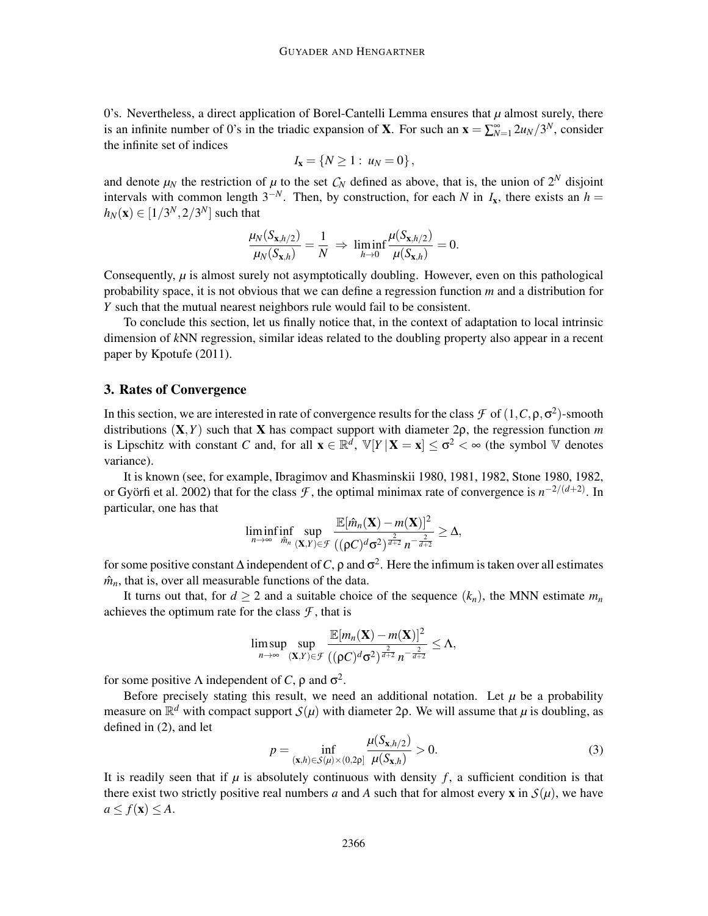0's. Nevertheless, a direct application of Borel-Cantelli Lemma ensures that $\mu$ almost surely, there is an infinite number of 0's in the triadic expansion of $\mathbf{X}$. For such an $\mathbf{x} = \sum_{N=1}^{\infty} 2u_N/3^N$, consider the infinite set of indices

$$I_{\mathbf{x}} = \{N \geq 1 : \; u_N = 0\},$$

and denote $\mu_N$ the restriction of $\mu$ to the set $\mathcal{C}_N$ defined as above, that is, the union of $2^N$ disjoint intervals with common length $3^{-N}$. Then, by construction, for each $N$ in $I_{\mathbf{x}}$, there exists an $h = h_N(\mathbf{x}) \in [1/3^N, 2/3^N]$ such that

$$\frac{\mu_N(S_{\mathbf{x},h/2})}{\mu_N(S_{\mathbf{x},h})} = \frac{1}{N} \; \Rightarrow \; \liminf_{h \to 0} \frac{\mu(S_{\mathbf{x},h/2})}{\mu(S_{\mathbf{x},h})} = 0.$$

Consequently, $\mu$ is almost surely not asymptotically doubling. However, even on this pathological probability space, it is not obvious that we can define a regression function $m$ and a distribution for $Y$ such that the mutual nearest neighbors rule would fail to be consistent.

To conclude this section, let us finally notice that, in the context of adaptation to local intrinsic dimension of $k$NN regression, similar ideas related to the doubling property also appear in a recent paper by Kpotufe (2011).

## 3. Rates of Convergence

In this section, we are interested in rate of convergence results for the class $\mathcal{F}$ of $(1, C, \rho, \sigma^2)$-smooth distributions $(\mathbf{X}, Y)$ such that $\mathbf{X}$ has compact support with diameter $2\rho$, the regression function $m$ is Lipschitz with constant $C$ and, for all $\mathbf{x} \in \mathbb{R}^d$, $\mathbb{V}[Y \,|\, \mathbf{X} = \mathbf{x}] \leq \sigma^2 < \infty$ (the symbol $\mathbb{V}$ denotes variance).

It is known (see, for example, Ibragimov and Khasminskii 1980, 1981, 1982, Stone 1980, 1982, or Györfi et al. 2002) that for the class $\mathcal{F}$, the optimal minimax rate of convergence is $n^{-2/(d+2)}$. In particular, one has that

$$\liminf_{n \to \infty} \inf_{\hat{m}_n} \sup_{(\mathbf{X},Y) \in \mathcal{F}} \frac{\mathbb{E}[\hat{m}_n(\mathbf{X}) - m(\mathbf{X})]^2}{((\rho C)^d \sigma^2)^{\frac{2}{d+2}} \, n^{-\frac{2}{d+2}}} \geq \Delta,$$

for some positive constant $\Delta$ independent of $C$, $\rho$ and $\sigma^2$. Here the infimum is taken over all estimates $\hat{m}_n$, that is, over all measurable functions of the data.

It turns out that, for $d \geq 2$ and a suitable choice of the sequence $(k_n)$, the MNN estimate $m_n$ achieves the optimum rate for the class $\mathcal{F}$, that is

$$\limsup_{n \to \infty} \sup_{(\mathbf{X},Y) \in \mathcal{F}} \frac{\mathbb{E}[m_n(\mathbf{X}) - m(\mathbf{X})]^2}{((\rho C)^d \sigma^2)^{\frac{2}{d+2}} \, n^{-\frac{2}{d+2}}} \leq \Lambda,$$

for some positive $\Lambda$ independent of $C$, $\rho$ and $\sigma^2$.

Before precisely stating this result, we need an additional notation. Let $\mu$ be a probability measure on $\mathbb{R}^d$ with compact support $\mathcal{S}(\mu)$ with diameter $2\rho$. We will assume that $\mu$ is doubling, as defined in (2), and let

$$p = \inf_{(\mathbf{x},h) \in \mathcal{S}(\mu) \times (0, 2\rho]} \frac{\mu(S_{\mathbf{x},h/2})}{\mu(S_{\mathbf{x},h})} > 0. \tag{3}$$

It is readily seen that if $\mu$ is absolutely continuous with density $f$, a sufficient condition is that there exist two strictly positive real numbers $a$ and $A$ such that for almost every $\mathbf{x}$ in $\mathcal{S}(\mu)$, we have $a \leq f(\mathbf{x}) \leq A$.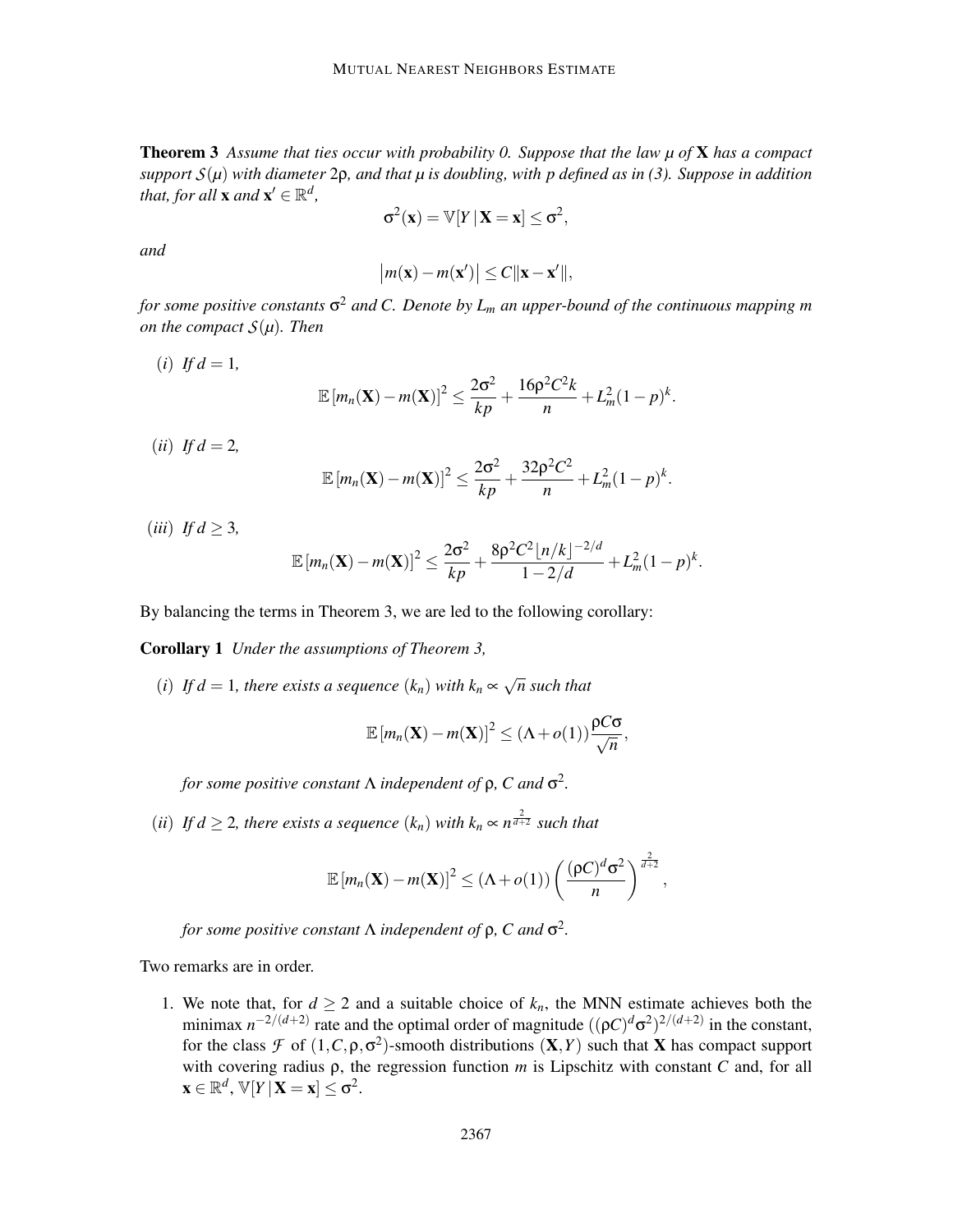**Theorem 3** *Assume that ties occur with probability 0. Suppose that the law $\mu$ of $\mathbf{X}$ has a compact support $\mathcal{S}(\mu)$ with diameter $2\rho$, and that $\mu$ is doubling, with $p$ defined as in (3). Suppose in addition that, for all $\mathbf{x}$ and $\mathbf{x}' \in \mathbb{R}^d$,*

$$\sigma^2(\mathbf{x}) = \mathbb{V}[Y \,|\, \mathbf{X} = \mathbf{x}] \le \sigma^2,$$

*and*

$$\left|m(\mathbf{x}) - m(\mathbf{x}')\right| \le C\|\mathbf{x} - \mathbf{x}'\|,$$

*for some positive constants $\sigma^2$ and $C$. Denote by $L_m$ an upper-bound of the continuous mapping $m$ on the compact $\mathcal{S}(\mu)$. Then*

$(i)$ *If $d = 1$,*

$$\mathbb{E}\left[m_n(\mathbf{X}) - m(\mathbf{X})\right]^2 \le \frac{2\sigma^2}{kp} + \frac{16\rho^2 C^2 k}{n} + L_m^2(1-p)^k.$$

$(ii)$ *If $d = 2$,*

$$\mathbb{E}\left[m_n(\mathbf{X}) - m(\mathbf{X})\right]^2 \le \frac{2\sigma^2}{kp} + \frac{32\rho^2 C^2}{n} + L_m^2(1-p)^k.$$

$(iii)$ *If $d \ge 3$,*

$$\mathbb{E}\left[m_n(\mathbf{X}) - m(\mathbf{X})\right]^2 \le \frac{2\sigma^2}{kp} + \frac{8\rho^2 C^2 \lfloor n/k \rfloor^{-2/d}}{1 - 2/d} + L_m^2(1-p)^k.$$

By balancing the terms in Theorem 3, we are led to the following corollary:

**Corollary 1** *Under the assumptions of Theorem 3,*

$(i)$ *If $d = 1$, there exists a sequence $(k_n)$ with $k_n \propto \sqrt{n}$ such that*

$$\mathbb{E}\left[m_n(\mathbf{X}) - m(\mathbf{X})\right]^2 \le (\Lambda + o(1))\frac{\rho C \sigma}{\sqrt{n}},$$

*for some positive constant $\Lambda$ independent of $\rho$, $C$ and $\sigma^2$.*

$(ii)$ *If $d \ge 2$, there exists a sequence $(k_n)$ with $k_n \propto n^{\frac{2}{d+2}}$ such that*

$$\mathbb{E}\left[m_n(\mathbf{X}) - m(\mathbf{X})\right]^2 \le (\Lambda + o(1))\left(\frac{(\rho C)^d \sigma^2}{n}\right)^{\frac{2}{d+2}},$$

*for some positive constant $\Lambda$ independent of $\rho$, $C$ and $\sigma^2$.*

Two remarks are in order.

1. We note that, for $d \ge 2$ and a suitable choice of $k_n$, the MNN estimate achieves both the minimax $n^{-2/(d+2)}$ rate and the optimal order of magnitude $((\rho C)^d \sigma^2)^{2/(d+2)}$ in the constant, for the class $\mathcal{F}$ of $(1, C, \rho, \sigma^2)$-smooth distributions $(\mathbf{X}, Y)$ such that $\mathbf{X}$ has compact support with covering radius $\rho$, the regression function $m$ is Lipschitz with constant $C$ and, for all $\mathbf{x} \in \mathbb{R}^d$, $\mathbb{V}[Y \,|\, \mathbf{X} = \mathbf{x}] \le \sigma^2$.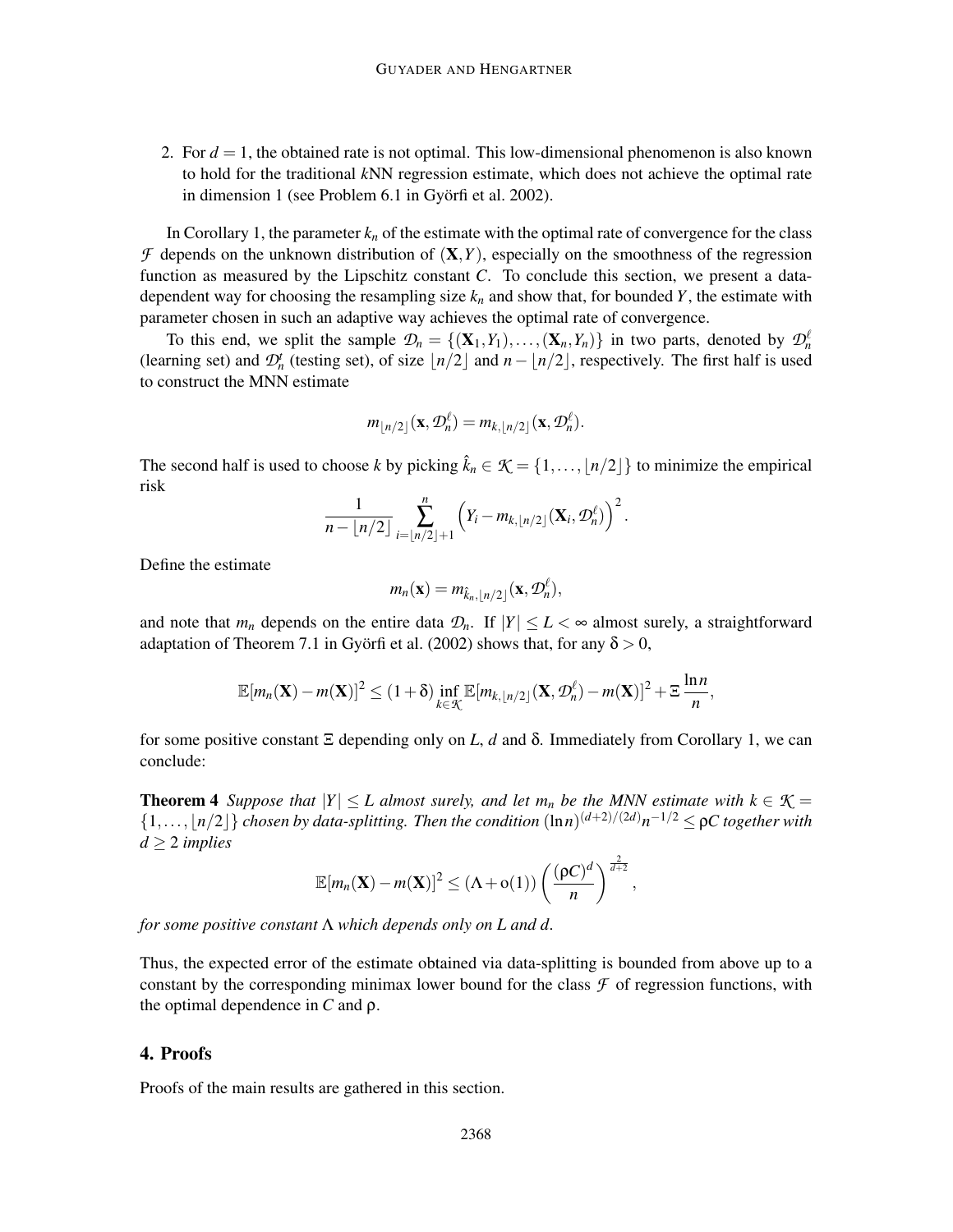2. For $d = 1$, the obtained rate is not optimal. This low-dimensional phenomenon is also known to hold for the traditional $k$NN regression estimate, which does not achieve the optimal rate in dimension 1 (see Problem 6.1 in Györfi et al. 2002).

In Corollary 1, the parameter $k_n$ of the estimate with the optimal rate of convergence for the class $\mathcal{F}$ depends on the unknown distribution of $(\mathbf{X}, Y)$, especially on the smoothness of the regression function as measured by the Lipschitz constant $C$. To conclude this section, we present a data-dependent way for choosing the resampling size $k_n$ and show that, for bounded $Y$, the estimate with parameter chosen in such an adaptive way achieves the optimal rate of convergence.

To this end, we split the sample $\mathcal{D}_n = \{(\mathbf{X}_1, Y_1), \ldots, (\mathbf{X}_n, Y_n)\}$ in two parts, denoted by $\mathcal{D}_n^\ell$ (learning set) and $\mathcal{D}_n^t$ (testing set), of size $\lfloor n/2 \rfloor$ and $n - \lfloor n/2 \rfloor$, respectively. The first half is used to construct the MNN estimate

$$m_{\lfloor n/2 \rfloor}(\mathbf{x}, \mathcal{D}_n^\ell) = m_{k, \lfloor n/2 \rfloor}(\mathbf{x}, \mathcal{D}_n^\ell).$$

The second half is used to choose $k$ by picking $\hat{k}_n \in \mathcal{K} = \{1, \ldots, \lfloor n/2 \rfloor\}$ to minimize the empirical risk

$$\frac{1}{n - \lfloor n/2 \rfloor} \sum_{i = \lfloor n/2 \rfloor + 1}^{n} \left( Y_i - m_{k, \lfloor n/2 \rfloor}(\mathbf{X}_i, \mathcal{D}_n^\ell) \right)^2.$$

Define the estimate

$$m_n(\mathbf{x}) = m_{\hat{k}_n, \lfloor n/2 \rfloor}(\mathbf{x}, \mathcal{D}_n^\ell),$$

and note that $m_n$ depends on the entire data $\mathcal{D}_n$. If $|Y| \le L < \infty$ almost surely, a straightforward adaptation of Theorem 7.1 in Györfi et al. (2002) shows that, for any $\delta > 0$,

$$\mathbb{E}[m_n(\mathbf{X}) - m(\mathbf{X})]^2 \le (1 + \delta) \inf_{k \in \mathcal{K}} \mathbb{E}[m_{k, \lfloor n/2 \rfloor}(\mathbf{X}, \mathcal{D}_n^\ell) - m(\mathbf{X})]^2 + \Xi \, \frac{\ln n}{n},$$

for some positive constant $\Xi$ depending only on $L$, $d$ and $\delta$. Immediately from Corollary 1, we can conclude:

**Theorem 4** *Suppose that $|Y| \le L$ almost surely, and let $m_n$ be the MNN estimate with $k \in \mathcal{K} = \{1, \ldots, \lfloor n/2 \rfloor\}$ chosen by data-splitting. Then the condition $(\ln n)^{(d+2)/(2d)} n^{-1/2} \le \rho C$ together with $d \ge 2$ implies*

$$\mathbb{E}[m_n(\mathbf{X}) - m(\mathbf{X})]^2 \le (\Lambda + \mathrm{o}(1)) \left( \frac{(\rho C)^d}{n} \right)^{\frac{2}{d+2}},$$

*for some positive constant $\Lambda$ which depends only on $L$ and $d$.*

Thus, the expected error of the estimate obtained via data-splitting is bounded from above up to a constant by the corresponding minimax lower bound for the class $\mathcal{F}$ of regression functions, with the optimal dependence in $C$ and $\rho$.

## 4. Proofs

Proofs of the main results are gathered in this section.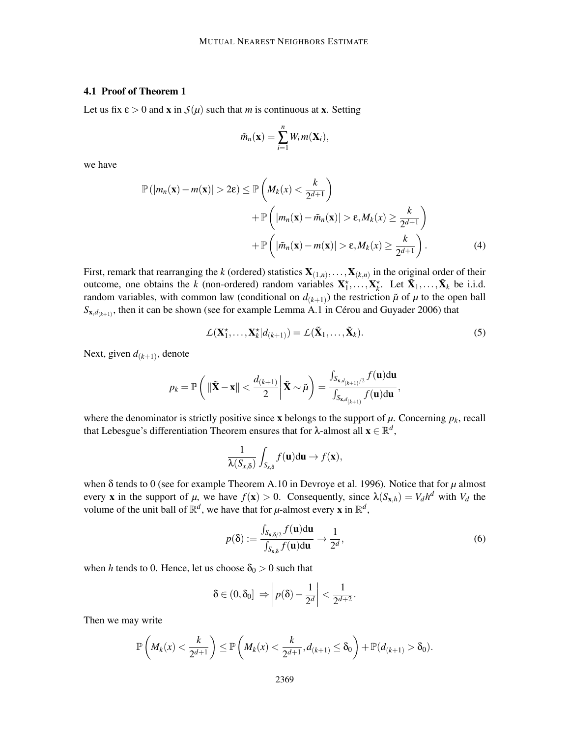### 4.1 Proof of Theorem 1

Let us fix $\varepsilon > 0$ and $\mathbf{x}$ in $\mathcal{S}(\mu)$ such that $m$ is continuous at $\mathbf{x}$. Setting

$$\tilde{m}_n(\mathbf{x}) = \sum_{i=1}^{n} W_i m(\mathbf{X}_i),$$

we have

$$\begin{aligned}
\mathbb{P}\left(|m_n(\mathbf{x}) - m(\mathbf{x})| > 2\varepsilon\right) \leq \mathbb{P}\left(M_k(x) < \frac{k}{2^{d+1}}\right) \\
+ \mathbb{P}\left(|m_n(\mathbf{x}) - \tilde{m}_n(\mathbf{x})| > \varepsilon, M_k(x) \geq \frac{k}{2^{d+1}}\right) \\
+ \mathbb{P}\left(|\tilde{m}_n(\mathbf{x}) - m(\mathbf{x})| > \varepsilon, M_k(x) \geq \frac{k}{2^{d+1}}\right).
\end{aligned} \tag{4}$$

First, remark that rearranging the $k$ (ordered) statistics $\mathbf{X}_{(1,n)}, \ldots, \mathbf{X}_{(k,n)}$ in the original order of their outcome, one obtains the $k$ (non-ordered) random variables $\mathbf{X}_1^\star, \ldots, \mathbf{X}_k^\star$. Let $\tilde{\mathbf{X}}_1, \ldots, \tilde{\mathbf{X}}_k$ be i.i.d. random variables, with common law (conditional on $d_{(k+1)}$) the restriction $\tilde{\mu}$ of $\mu$ to the open ball $S_{\mathbf{x}, d_{(k+1)}}$, then it can be shown (see for example Lemma A.1 in Cérou and Guyader 2006) that

$$\mathcal{L}(\mathbf{X}_1^\star, \ldots, \mathbf{X}_k^\star | d_{(k+1)}) = \mathcal{L}(\tilde{\mathbf{X}}_1, \ldots, \tilde{\mathbf{X}}_k). \tag{5}$$

Next, given $d_{(k+1)}$, denote

$$p_k = \mathbb{P}\left(\|\tilde{\mathbf{X}} - \mathbf{x}\| < \frac{d_{(k+1)}}{2} \middle| \tilde{\mathbf{X}} \sim \tilde{\mu}\right) = \frac{\int_{S_{\mathbf{x}, d_{(k+1)}/2}} f(\mathbf{u}) \mathrm{d}\mathbf{u}}{\int_{S_{\mathbf{x}, d_{(k+1)}}} f(\mathbf{u}) \mathrm{d}\mathbf{u}},$$

where the denominator is strictly positive since $\mathbf{x}$ belongs to the support of $\mu$. Concerning $p_k$, recall that Lebesgue's differentiation Theorem ensures that for $\lambda$-almost all $\mathbf{x} \in \mathbb{R}^d$,

$$\frac{1}{\lambda(S_{x,\delta})} \int_{S_{x,\delta}} f(\mathbf{u}) \mathrm{d}\mathbf{u} \to f(\mathbf{x}),$$

when $\delta$ tends to 0 (see for example Theorem A.10 in Devroye et al. 1996). Notice that for $\mu$ almost every $\mathbf{x}$ in the support of $\mu$, we have $f(\mathbf{x}) > 0$. Consequently, since $\lambda(S_{\mathbf{x},h}) = V_d h^d$ with $V_d$ the volume of the unit ball of $\mathbb{R}^d$, we have that for $\mu$-almost every $\mathbf{x}$ in $\mathbb{R}^d$,

$$p(\delta) := \frac{\int_{S_{\mathbf{x}, \delta/2}} f(\mathbf{u}) \mathrm{d}\mathbf{u}}{\int_{S_{\mathbf{x}, \delta}} f(\mathbf{u}) \mathrm{d}\mathbf{u}} \to \frac{1}{2^d}, \tag{6}$$

when $h$ tends to 0. Hence, let us choose $\delta_0 > 0$ such that

$$\delta \in (0, \delta_0] \ \Rightarrow \left| p(\delta) - \frac{1}{2^d} \right| < \frac{1}{2^{d+2}}.$$

Then we may write

$$\mathbb{P}\left(M_k(x) < \frac{k}{2^{d+1}}\right) \leq \mathbb{P}\left(M_k(x) < \frac{k}{2^{d+1}}, d_{(k+1)} \leq \delta_0\right) + \mathbb{P}(d_{(k+1)} > \delta_0).$$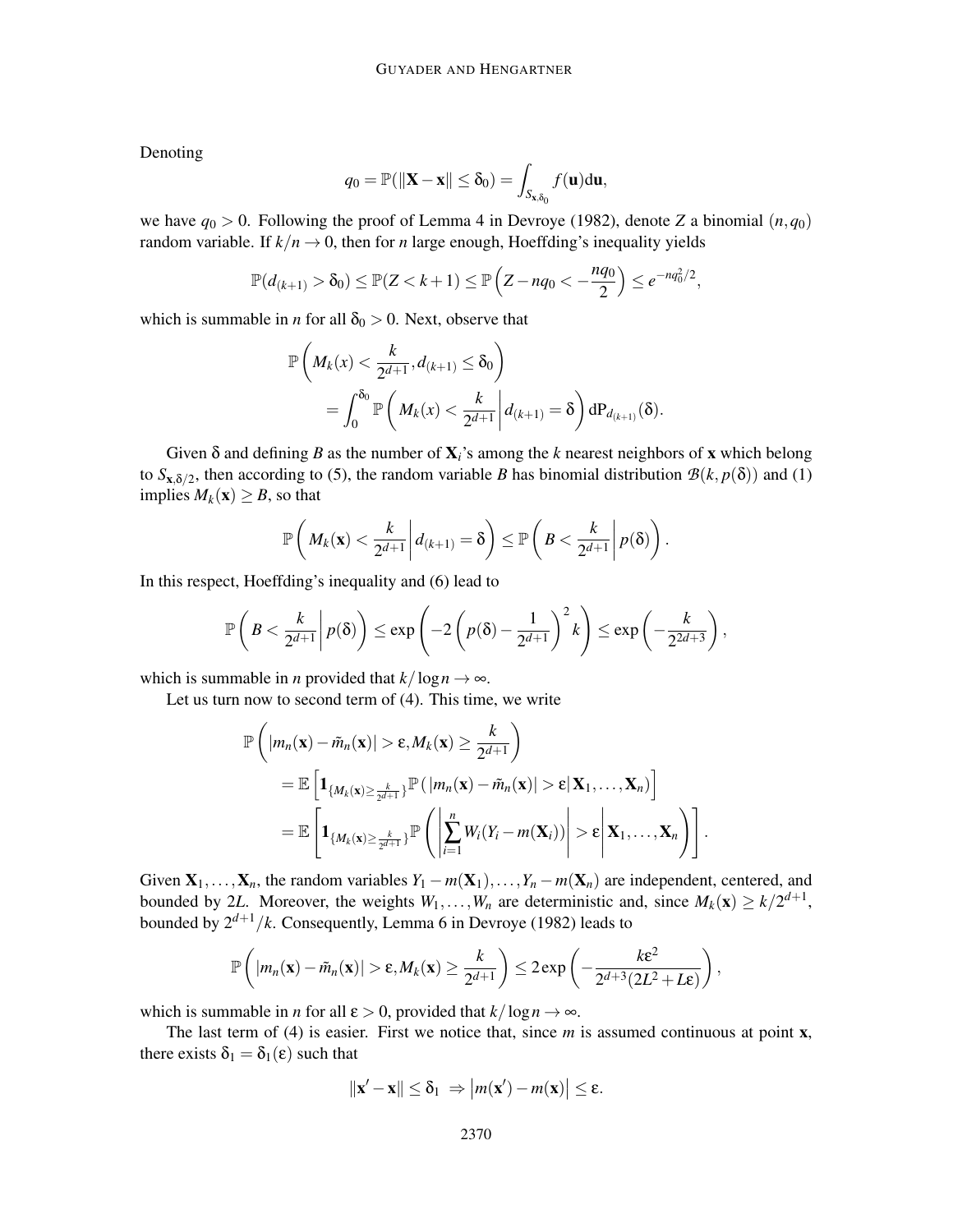Denoting

$$q_0 = \mathbb{P}(\|\mathbf{X}-\mathbf{x}\| \leq \delta_0) = \int_{S_{\mathbf{x},\delta_0}} f(\mathbf{u})\mathrm{d}\mathbf{u},$$

we have $q_0 > 0$. Following the proof of Lemma 4 in Devroye (1982), denote $Z$ a binomial $(n, q_0)$ random variable. If $k/n \to 0$, then for $n$ large enough, Hoeffding's inequality yields

$$\mathbb{P}(d_{(k+1)} > \delta_0) \leq \mathbb{P}(Z < k+1) \leq \mathbb{P}\left(Z - nq_0 < -\frac{nq_0}{2}\right) \leq e^{-nq_0^2/2},$$

which is summable in $n$ for all $\delta_0 > 0$. Next, observe that

$$\begin{aligned}
&\mathbb{P}\left(M_k(x) < \frac{k}{2^{d+1}}, d_{(k+1)} \leq \delta_0\right) \\
&\qquad = \int_0^{\delta_0} \mathbb{P}\left(M_k(x) < \frac{k}{2^{d+1}} \middle| d_{(k+1)} = \delta\right) \mathrm{dP}_{d_{(k+1)}}(\delta).
\end{aligned}$$

Given $\delta$ and defining $B$ as the number of $\mathbf{X}_i$'s among the $k$ nearest neighbors of $\mathbf{x}$ which belong to $S_{\mathbf{x},\delta/2}$, then according to (5), the random variable $B$ has binomial distribution $\mathcal{B}(k, p(\delta))$ and (1) implies $M_k(\mathbf{x}) \geq B$, so that

$$\mathbb{P}\left(M_k(\mathbf{x}) < \frac{k}{2^{d+1}} \middle| d_{(k+1)} = \delta\right) \leq \mathbb{P}\left(B < \frac{k}{2^{d+1}} \middle| p(\delta)\right).$$

In this respect, Hoeffding's inequality and (6) lead to

$$\mathbb{P}\left(B < \frac{k}{2^{d+1}} \middle| p(\delta)\right) \leq \exp\left(-2\left(p(\delta) - \frac{1}{2^{d+1}}\right)^2 k\right) \leq \exp\left(-\frac{k}{2^{2d+3}}\right),$$

which is summable in $n$ provided that $k/\log n \to \infty$.

Let us turn now to second term of (4). This time, we write

$$\begin{aligned}
&\mathbb{P}\left(|m_n(\mathbf{x}) - \tilde{m}_n(\mathbf{x})| > \varepsilon, M_k(\mathbf{x}) \geq \frac{k}{2^{d+1}}\right) \\
&\qquad = \mathbb{E}\left[\mathbf{1}_{\{M_k(\mathbf{x}) \geq \frac{k}{2^{d+1}}\}} \mathbb{P}(|m_n(\mathbf{x}) - \tilde{m}_n(\mathbf{x})| > \varepsilon | \mathbf{X}_1, \ldots, \mathbf{X}_n)\right] \\
&\qquad = \mathbb{E}\left[\mathbf{1}_{\{M_k(\mathbf{x}) \geq \frac{k}{2^{d+1}}\}} \mathbb{P}\left(\left|\sum_{i=1}^n W_i(Y_i - m(\mathbf{X}_i))\right| > \varepsilon \middle| \mathbf{X}_1, \ldots, \mathbf{X}_n\right)\right].
\end{aligned}$$

Given $\mathbf{X}_1, \ldots, \mathbf{X}_n$, the random variables $Y_1 - m(\mathbf{X}_1), \ldots, Y_n - m(\mathbf{X}_n)$ are independent, centered, and bounded by $2L$. Moreover, the weights $W_1, \ldots, W_n$ are deterministic and, since $M_k(\mathbf{x}) \geq k/2^{d+1}$, bounded by $2^{d+1}/k$. Consequently, Lemma 6 in Devroye (1982) leads to

$$\mathbb{P}\left(|m_n(\mathbf{x}) - \tilde{m}_n(\mathbf{x})| > \varepsilon, M_k(\mathbf{x}) \geq \frac{k}{2^{d+1}}\right) \leq 2\exp\left(-\frac{k\varepsilon^2}{2^{d+3}(2L^2 + L\varepsilon)}\right),$$

which is summable in $n$ for all $\varepsilon > 0$, provided that $k/\log n \to \infty$.

The last term of (4) is easier. First we notice that, since $m$ is assumed continuous at point $\mathbf{x}$, there exists $\delta_1 = \delta_1(\varepsilon)$ such that

$$\|\mathbf{x}' - \mathbf{x}\| \leq \delta_1 \; \Rightarrow \left|m(\mathbf{x}') - m(\mathbf{x})\right| \leq \varepsilon.$$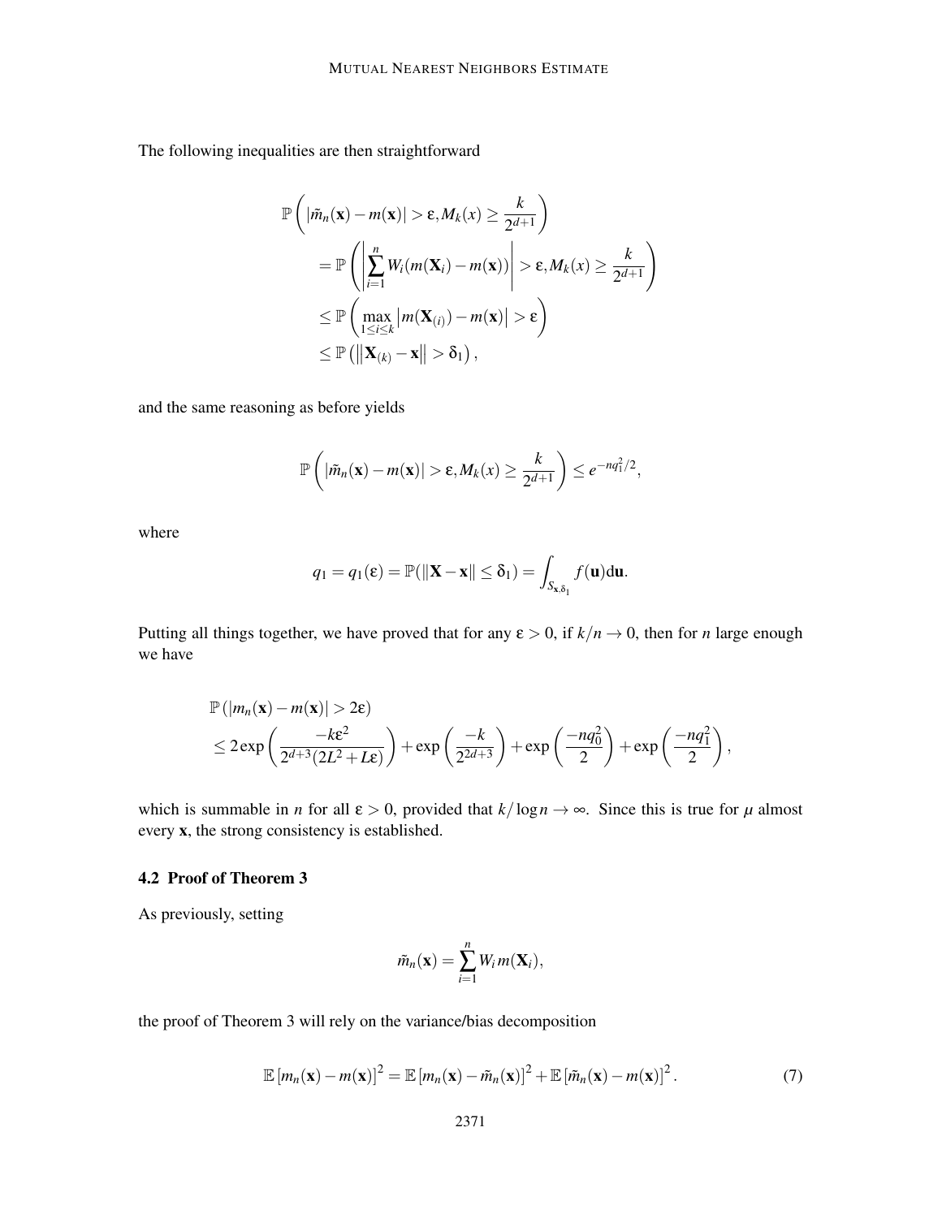The following inequalities are then straightforward

$$
\begin{aligned}
&\mathbb{P}\left(|\tilde{m}_n(\mathbf{x}) - m(\mathbf{x})| > \varepsilon, M_k(x) \geq \frac{k}{2^{d+1}}\right) \\
&\quad = \mathbb{P}\left(\left|\sum_{i=1}^{n} W_i(m(\mathbf{X}_i) - m(\mathbf{x}))\right| > \varepsilon, M_k(x) \geq \frac{k}{2^{d+1}}\right) \\
&\quad \leq \mathbb{P}\left(\max_{1\leq i\leq k} \left|m(\mathbf{X}_{(i)}) - m(\mathbf{x})\right| > \varepsilon\right) \\
&\quad \leq \mathbb{P}\left(\left\|\mathbf{X}_{(k)} - \mathbf{x}\right\| > \delta_1\right),
\end{aligned}
$$

and the same reasoning as before yields

$$
\mathbb{P}\left(|\tilde{m}_n(\mathbf{x}) - m(\mathbf{x})| > \varepsilon, M_k(x) \geq \frac{k}{2^{d+1}}\right) \leq e^{-nq_1^2/2},
$$

where

$$
q_1 = q_1(\varepsilon) = \mathbb{P}(\|\mathbf{X} - \mathbf{x}\| \leq \delta_1) = \int_{S_{\mathbf{x},\delta_1}} f(\mathbf{u})\mathrm{d}\mathbf{u}.
$$

Putting all things together, we have proved that for any $\varepsilon > 0$, if $k/n \to 0$, then for $n$ large enough we have

$$
\begin{aligned}
&\mathbb{P}\left(|m_n(\mathbf{x}) - m(\mathbf{x})| > 2\varepsilon\right) \\
&\leq 2\exp\left(\frac{-k\varepsilon^2}{2^{d+3}(2L^2 + L\varepsilon)}\right) + \exp\left(\frac{-k}{2^{2d+3}}\right) + \exp\left(\frac{-nq_0^2}{2}\right) + \exp\left(\frac{-nq_1^2}{2}\right),
\end{aligned}
$$

which is summable in $n$ for all $\varepsilon > 0$, provided that $k/\log n \to \infty$. Since this is true for $\mu$ almost every $\mathbf{x}$, the strong consistency is established.

### 4.2 Proof of Theorem 3

As previously, setting

$$
\tilde{m}_n(\mathbf{x}) = \sum_{i=1}^{n} W_i m(\mathbf{X}_i),
$$

the proof of Theorem 3 will rely on the variance/bias decomposition

$$
\mathbb{E}\left[m_n(\mathbf{x}) - m(\mathbf{x})\right]^2 = \mathbb{E}\left[m_n(\mathbf{x}) - \tilde{m}_n(\mathbf{x})\right]^2 + \mathbb{E}\left[\tilde{m}_n(\mathbf{x}) - m(\mathbf{x})\right]^2. \tag{7}
$$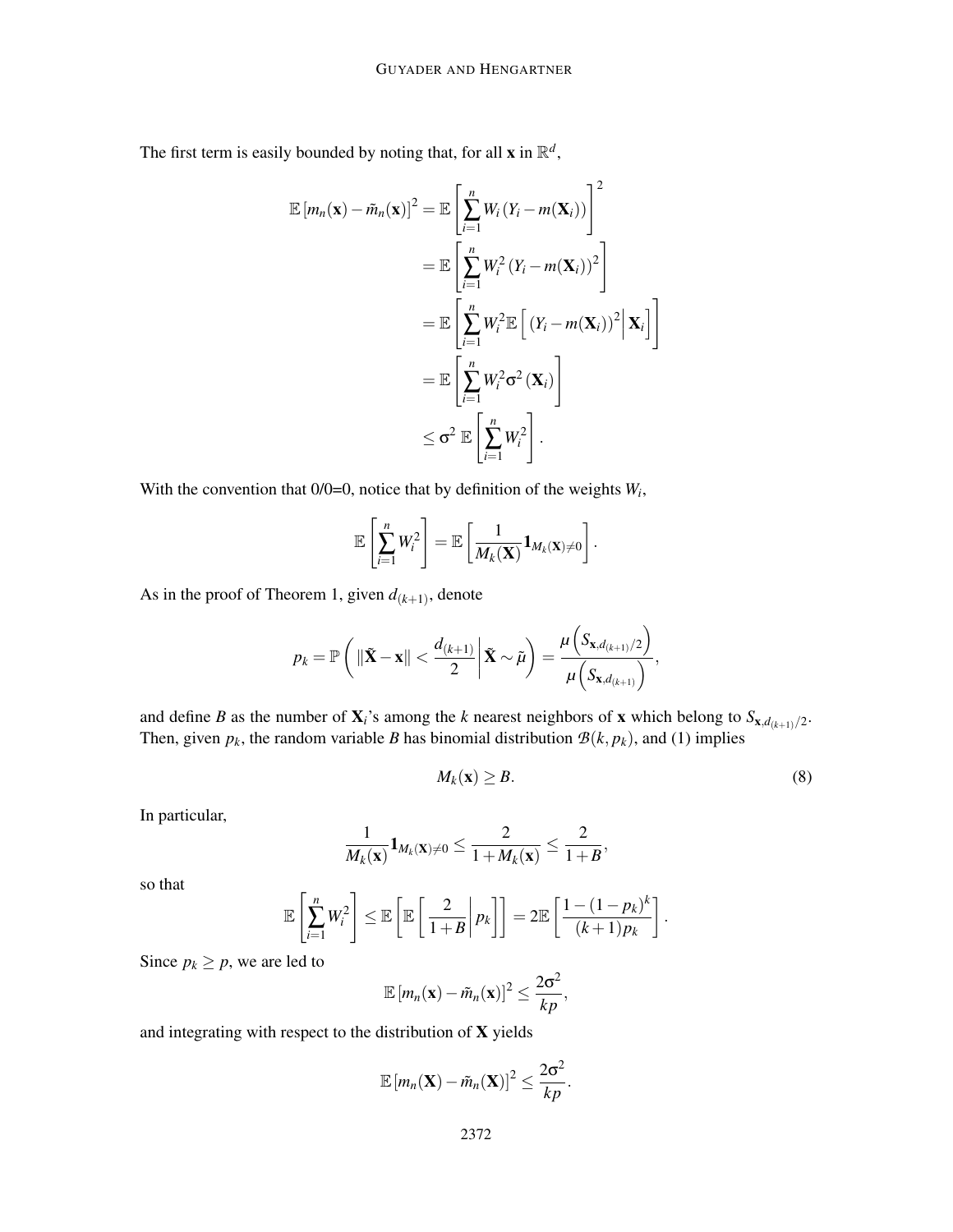The first term is easily bounded by noting that, for all $\mathbf{x}$ in $\mathbb{R}^d$,

$$
\begin{aligned}
\mathbb{E}\left[m_n(\mathbf{x})-\tilde{m}_n(\mathbf{x})\right]^2 &= \mathbb{E}\left[\sum_{i=1}^n W_i\left(Y_i - m(\mathbf{X}_i)\right)\right]^2 \\
&= \mathbb{E}\left[\sum_{i=1}^n W_i^2\left(Y_i - m(\mathbf{X}_i)\right)^2\right] \\
&= \mathbb{E}\left[\sum_{i=1}^n W_i^2 \mathbb{E}\left[\left(Y_i - m(\mathbf{X}_i)\right)^2 \middle| \mathbf{X}_i\right]\right] \\
&= \mathbb{E}\left[\sum_{i=1}^n W_i^2 \sigma^2\left(\mathbf{X}_i\right)\right] \\
&\leq \sigma^2\ \mathbb{E}\left[\sum_{i=1}^n W_i^2\right].
\end{aligned}
$$

With the convention that 0/0=0, notice that by definition of the weights $W_i$,

$$
\mathbb{E}\left[\sum_{i=1}^n W_i^2\right] = \mathbb{E}\left[\frac{1}{M_k(\mathbf{X})}\mathbf{1}_{M_k(\mathbf{X})\neq 0}\right].
$$

As in the proof of Theorem 1, given $d_{(k+1)}$, denote

$$
p_k = \mathbb{P}\left(\|\tilde{\mathbf{X}}-\mathbf{x}\| < \frac{d_{(k+1)}}{2} \middle| \tilde{\mathbf{X}} \sim \tilde{\mu}\right) = \frac{\mu\left(S_{\mathbf{x},d_{(k+1)}/2}\right)}{\mu\left(S_{\mathbf{x},d_{(k+1)}}\right)},
$$

and define $B$ as the number of $\mathbf{X}_i$'s among the $k$ nearest neighbors of $\mathbf{x}$ which belong to $S_{\mathbf{x},d_{(k+1)}/2}$. Then, given $p_k$, the random variable $B$ has binomial distribution $\mathcal{B}(k,p_k)$, and (1) implies

$$
M_k(\mathbf{x}) \geq B. \tag{8}
$$

In particular,

$$
\frac{1}{M_k(\mathbf{x})}\mathbf{1}_{M_k(\mathbf{X})\neq 0} \leq \frac{2}{1+M_k(\mathbf{x})} \leq \frac{2}{1+B},
$$

so that

$$
\mathbb{E}\left[\sum_{i=1}^n W_i^2\right] \leq \mathbb{E}\left[\mathbb{E}\left[\frac{2}{1+B}\middle| p_k\right]\right] = 2\mathbb{E}\left[\frac{1-(1-p_k)^k}{(k+1)p_k}\right].
$$

Since $p_k \geq p$, we are led to

$$
\mathbb{E}\left[m_n(\mathbf{x})-\tilde{m}_n(\mathbf{x})\right]^2 \leq \frac{2\sigma^2}{kp},
$$

and integrating with respect to the distribution of $\mathbf{X}$ yields

$$
\mathbb{E}\left[m_n(\mathbf{X})-\tilde{m}_n(\mathbf{X})\right]^2 \leq \frac{2\sigma^2}{kp}.
$$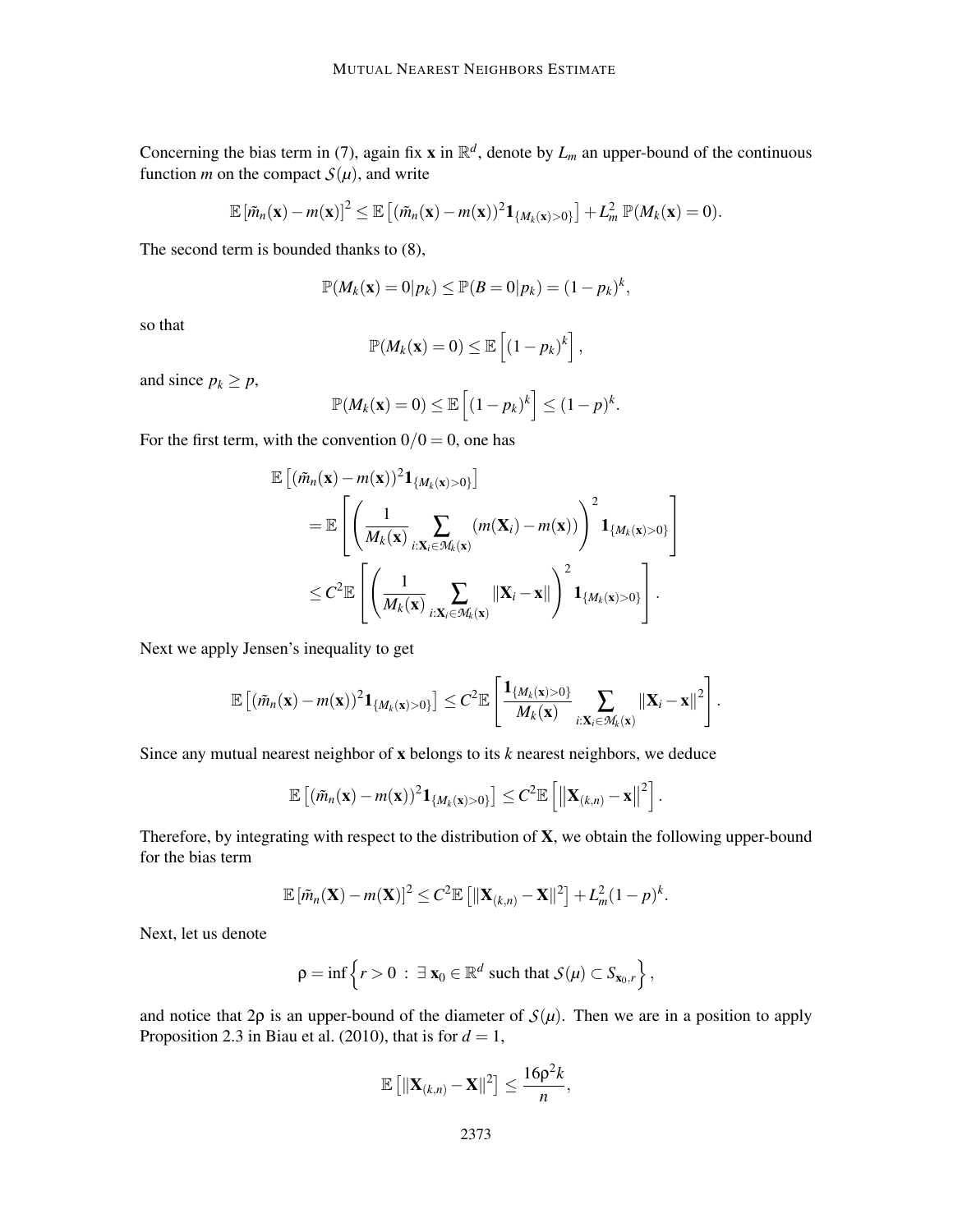Concerning the bias term in (7), again fix $\mathbf{x}$ in $\mathbb{R}^d$, denote by $L_m$ an upper-bound of the continuous function $m$ on the compact $\mathcal{S}(\mu)$, and write

$$\mathbb{E}\left[\tilde{m}_n(\mathbf{x}) - m(\mathbf{x})\right]^2 \leq \mathbb{E}\left[(\tilde{m}_n(\mathbf{x}) - m(\mathbf{x}))^2 \mathbf{1}_{\{M_k(\mathbf{x})>0\}}\right] + L_m^2\, \mathbb{P}(M_k(\mathbf{x}) = 0).$$

The second term is bounded thanks to (8),

$$\mathbb{P}(M_k(\mathbf{x}) = 0 | p_k) \leq \mathbb{P}(B = 0 | p_k) = (1 - p_k)^k,$$

so that

$$\mathbb{P}(M_k(\mathbf{x}) = 0) \leq \mathbb{E}\left[(1 - p_k)^k\right],$$

and since $p_k \geq p$,

$$\mathbb{P}(M_k(\mathbf{x}) = 0) \leq \mathbb{E}\left[(1 - p_k)^k\right] \leq (1 - p)^k.$$

For the first term, with the convention $0/0 = 0$, one has

$$\begin{aligned}
\mathbb{E}&\left[(\tilde{m}_n(\mathbf{x}) - m(\mathbf{x}))^2 \mathbf{1}_{\{M_k(\mathbf{x})>0\}}\right] \\
&= \mathbb{E}\left[\left(\frac{1}{M_k(\mathbf{x})} \sum_{i:\mathbf{X}_i \in \mathcal{M}_k(\mathbf{x})} (m(\mathbf{X}_i) - m(\mathbf{x}))\right)^2 \mathbf{1}_{\{M_k(\mathbf{x})>0\}}\right] \\
&\leq C^2 \mathbb{E}\left[\left(\frac{1}{M_k(\mathbf{x})} \sum_{i:\mathbf{X}_i \in \mathcal{M}_k(\mathbf{x})} \|\mathbf{X}_i - \mathbf{x}\|\right)^2 \mathbf{1}_{\{M_k(\mathbf{x})>0\}}\right].
\end{aligned}$$

Next we apply Jensen's inequality to get

$$\mathbb{E}\left[(\tilde{m}_n(\mathbf{x}) - m(\mathbf{x}))^2 \mathbf{1}_{\{M_k(\mathbf{x})>0\}}\right] \leq C^2 \mathbb{E}\left[\frac{\mathbf{1}_{\{M_k(\mathbf{x})>0\}}}{M_k(\mathbf{x})} \sum_{i:\mathbf{X}_i \in \mathcal{M}_k(\mathbf{x})} \|\mathbf{X}_i - \mathbf{x}\|^2\right].$$

Since any mutual nearest neighbor of $\mathbf{x}$ belongs to its $k$ nearest neighbors, we deduce

$$\mathbb{E}\left[(\tilde{m}_n(\mathbf{x}) - m(\mathbf{x}))^2 \mathbf{1}_{\{M_k(\mathbf{x})>0\}}\right] \leq C^2 \mathbb{E}\left[\left\|\mathbf{X}_{(k,n)} - \mathbf{x}\right\|^2\right].$$

Therefore, by integrating with respect to the distribution of $\mathbf{X}$, we obtain the following upper-bound for the bias term

$$\mathbb{E}\left[\tilde{m}_n(\mathbf{X}) - m(\mathbf{X})\right]^2 \leq C^2 \mathbb{E}\left[\|\mathbf{X}_{(k,n)} - \mathbf{X}\|^2\right] + L_m^2 (1 - p)^k.$$

Next, let us denote

$$\rho = \inf\left\{r > 0 \ :\ \exists\, \mathbf{x}_0 \in \mathbb{R}^d \text{ such that } \mathcal{S}(\mu) \subset S_{\mathbf{x}_0,r}\right\},$$

and notice that $2\rho$ is an upper-bound of the diameter of $\mathcal{S}(\mu)$. Then we are in a position to apply Proposition 2.3 in Biau et al. (2010), that is for $d = 1$,

$$\mathbb{E}\left[\|\mathbf{X}_{(k,n)} - \mathbf{X}\|^2\right] \leq \frac{16\rho^2 k}{n},$$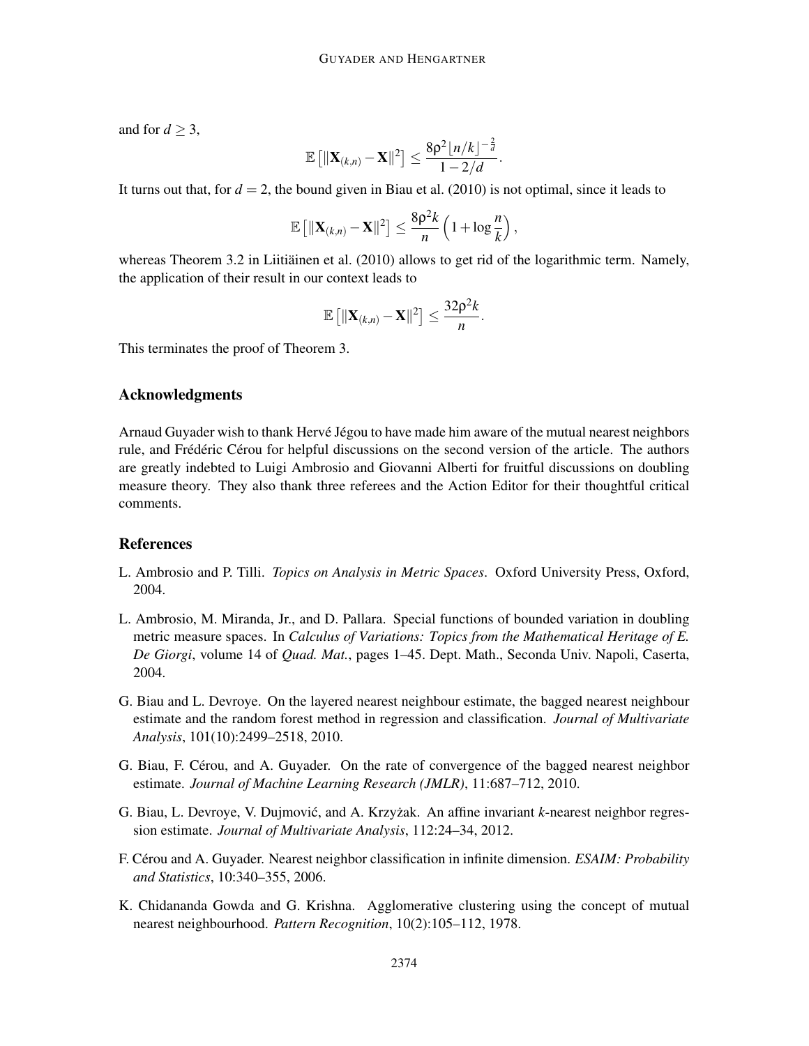and for $d \geq 3$,

$$\mathbb{E}\left[\|\mathbf{X}_{(k,n)} - \mathbf{X}\|^2\right] \leq \frac{8\rho^2 \lfloor n/k \rfloor^{-\frac{2}{d}}}{1 - 2/d}.$$

It turns out that, for $d = 2$, the bound given in Biau et al. (2010) is not optimal, since it leads to

$$\mathbb{E}\left[\|\mathbf{X}_{(k,n)} - \mathbf{X}\|^2\right] \leq \frac{8\rho^2 k}{n}\left(1 + \log\frac{n}{k}\right),$$

whereas Theorem 3.2 in Liitiäinen et al. (2010) allows to get rid of the logarithmic term. Namely, the application of their result in our context leads to

$$\mathbb{E}\left[\|\mathbf{X}_{(k,n)} - \mathbf{X}\|^2\right] \leq \frac{32\rho^2 k}{n}.$$

This terminates the proof of Theorem 3.

## Acknowledgments

Arnaud Guyader wish to thank Hervé Jégou to have made him aware of the mutual nearest neighbors rule, and Frédéric Cérou for helpful discussions on the second version of the article. The authors are greatly indebted to Luigi Ambrosio and Giovanni Alberti for fruitful discussions on doubling measure theory. They also thank three referees and the Action Editor for their thoughtful critical comments.

## References

L. Ambrosio and P. Tilli. *Topics on Analysis in Metric Spaces*. Oxford University Press, Oxford, 2004.

L. Ambrosio, M. Miranda, Jr., and D. Pallara. Special functions of bounded variation in doubling metric measure spaces. In *Calculus of Variations: Topics from the Mathematical Heritage of E. De Giorgi*, volume 14 of *Quad. Mat.*, pages 1–45. Dept. Math., Seconda Univ. Napoli, Caserta, 2004.

G. Biau and L. Devroye. On the layered nearest neighbour estimate, the bagged nearest neighbour estimate and the random forest method in regression and classification. *Journal of Multivariate Analysis*, 101(10):2499–2518, 2010.

G. Biau, F. Cérou, and A. Guyader. On the rate of convergence of the bagged nearest neighbor estimate. *Journal of Machine Learning Research (JMLR)*, 11:687–712, 2010.

G. Biau, L. Devroye, V. Dujmović, and A. Krzyżak. An affine invariant *k*-nearest neighbor regression estimate. *Journal of Multivariate Analysis*, 112:24–34, 2012.

F. Cérou and A. Guyader. Nearest neighbor classification in infinite dimension. *ESAIM: Probability and Statistics*, 10:340–355, 2006.

K. Chidananda Gowda and G. Krishna. Agglomerative clustering using the concept of mutual nearest neighbourhood. *Pattern Recognition*, 10(2):105–112, 1978.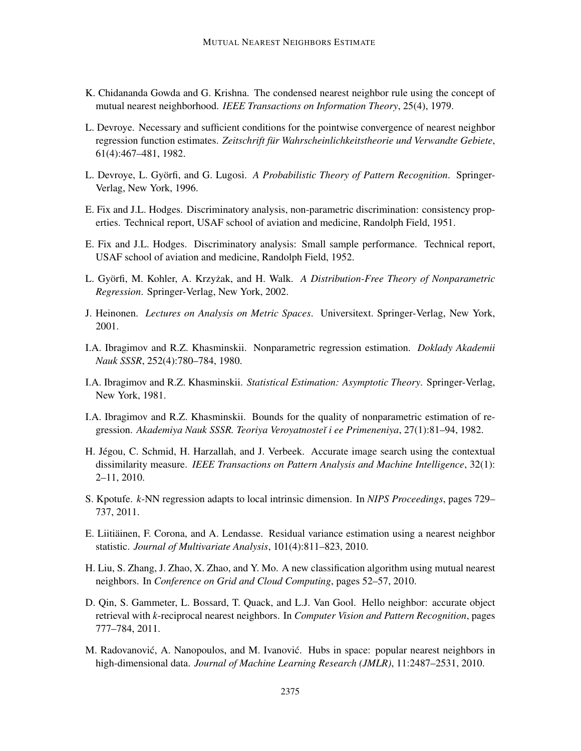K. Chidananda Gowda and G. Krishna. The condensed nearest neighbor rule using the concept of mutual nearest neighborhood. *IEEE Transactions on Information Theory*, 25(4), 1979.

L. Devroye. Necessary and sufficient conditions for the pointwise convergence of nearest neighbor regression function estimates. *Zeitschrift für Wahrscheinlichkeitstheorie und Verwandte Gebiete*, 61(4):467–481, 1982.

L. Devroye, L. Györfi, and G. Lugosi. *A Probabilistic Theory of Pattern Recognition*. Springer-Verlag, New York, 1996.

E. Fix and J.L. Hodges. Discriminatory analysis, non-parametric discrimination: consistency properties. Technical report, USAF school of aviation and medicine, Randolph Field, 1951.

E. Fix and J.L. Hodges. Discriminatory analysis: Small sample performance. Technical report, USAF school of aviation and medicine, Randolph Field, 1952.

L. Györfi, M. Kohler, A. Krzyżak, and H. Walk. *A Distribution-Free Theory of Nonparametric Regression*. Springer-Verlag, New York, 2002.

J. Heinonen. *Lectures on Analysis on Metric Spaces*. Universitext. Springer-Verlag, New York, 2001.

I.A. Ibragimov and R.Z. Khasminskii. Nonparametric regression estimation. *Doklady Akademii Nauk SSSR*, 252(4):780–784, 1980.

I.A. Ibragimov and R.Z. Khasminskii. *Statistical Estimation: Asymptotic Theory*. Springer-Verlag, New York, 1981.

I.A. Ibragimov and R.Z. Khasminskii. Bounds for the quality of nonparametric estimation of regression. *Akademiya Nauk SSSR. Teoriya Veroyatnosteĭ i ee Primeneniya*, 27(1):81–94, 1982.

H. Jégou, C. Schmid, H. Harzallah, and J. Verbeek. Accurate image search using the contextual dissimilarity measure. *IEEE Transactions on Pattern Analysis and Machine Intelligence*, 32(1): 2–11, 2010.

S. Kpotufe. *k*-NN regression adapts to local intrinsic dimension. In *NIPS Proceedings*, pages 729–737, 2011.

E. Liitiäinen, F. Corona, and A. Lendasse. Residual variance estimation using a nearest neighbor statistic. *Journal of Multivariate Analysis*, 101(4):811–823, 2010.

H. Liu, S. Zhang, J. Zhao, X. Zhao, and Y. Mo. A new classification algorithm using mutual nearest neighbors. In *Conference on Grid and Cloud Computing*, pages 52–57, 2010.

D. Qin, S. Gammeter, L. Bossard, T. Quack, and L.J. Van Gool. Hello neighbor: accurate object retrieval with *k*-reciprocal nearest neighbors. In *Computer Vision and Pattern Recognition*, pages 777–784, 2011.

M. Radovanović, A. Nanopoulos, and M. Ivanović. Hubs in space: popular nearest neighbors in high-dimensional data. *Journal of Machine Learning Research (JMLR)*, 11:2487–2531, 2010.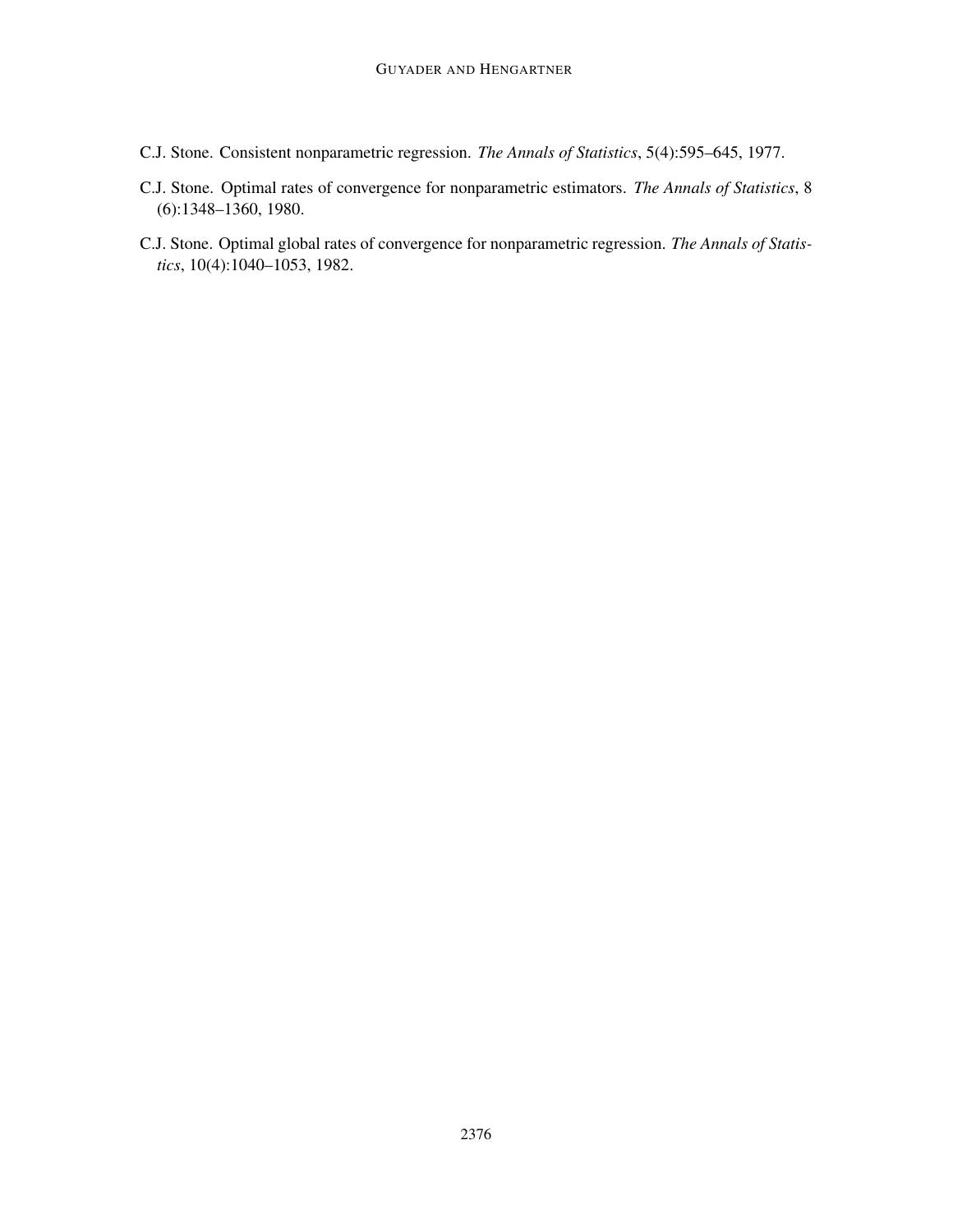C.J. Stone. Consistent nonparametric regression. *The Annals of Statistics*, 5(4):595–645, 1977.

C.J. Stone. Optimal rates of convergence for nonparametric estimators. *The Annals of Statistics*, 8 (6):1348–1360, 1980.

C.J. Stone. Optimal global rates of convergence for nonparametric regression. *The Annals of Statistics*, 10(4):1040–1053, 1982.